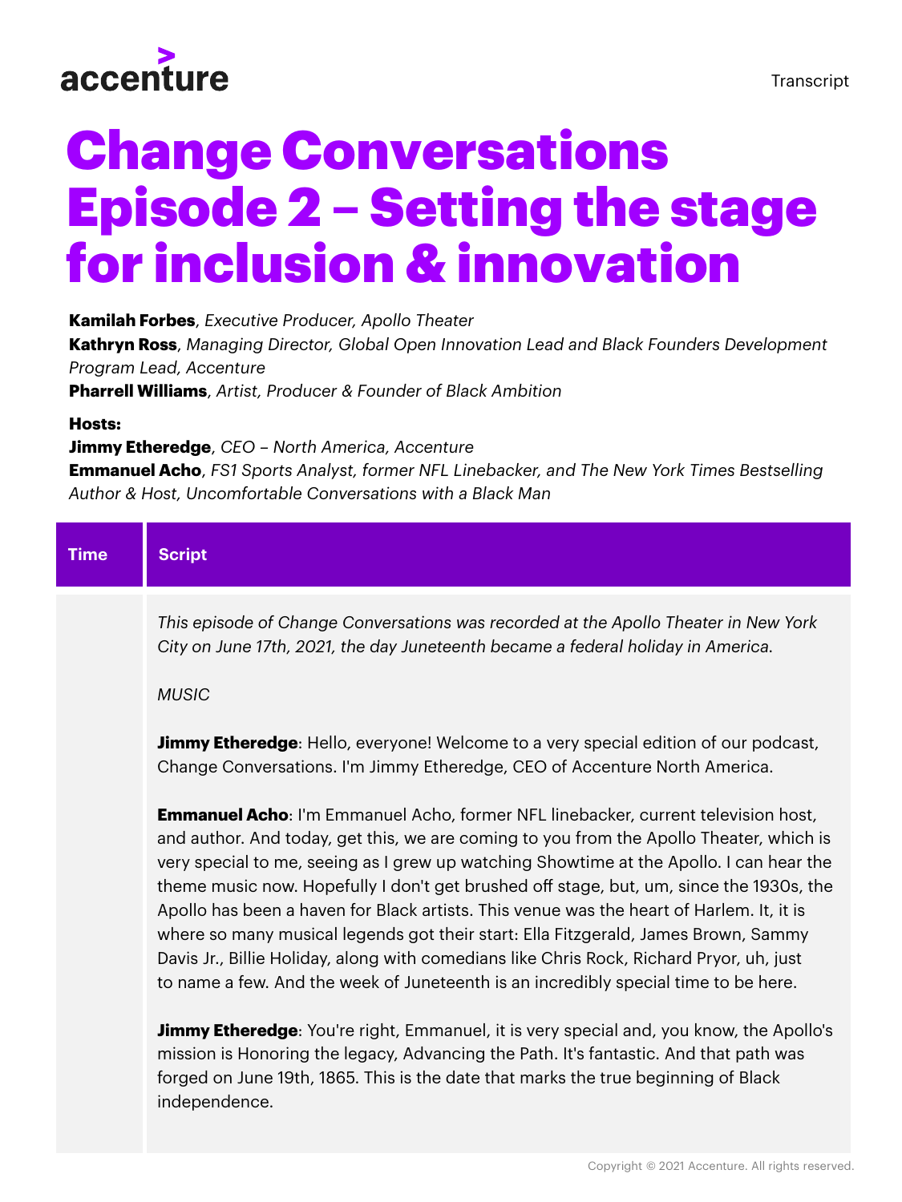accenture

Transcript

# Change Conversations Episode 2 – Setting the stage for inclusion & innovation

**Kamilah Forbes**, *Executive Producer, Apollo Theater*
**Kathryn Ross**, *Managing Director, Global Open Innovation Lead and Black Founders Development Program Lead, Accenture*
**Pharrell Williams**, *Artist, Producer & Founder of Black Ambition*

**Hosts:**
**Jimmy Etheredge**, *CEO – North America, Accenture*
**Emmanuel Acho**, *FS1 Sports Analyst, former NFL Linebacker, and The New York Times Bestselling Author & Host, Uncomfortable Conversations with a Black Man*

| Time | Script |
| --- | --- |
| | *This episode of Change Conversations was recorded at the Apollo Theater in New York City on June 17th, 2021, the day Juneteenth became a federal holiday in America.*<br><br>*MUSIC*<br><br>**Jimmy Etheredge**: Hello, everyone! Welcome to a very special edition of our podcast, Change Conversations. I'm Jimmy Etheredge, CEO of Accenture North America.<br><br>**Emmanuel Acho**: I'm Emmanuel Acho, former NFL linebacker, current television host, and author. And today, get this, we are coming to you from the Apollo Theater, which is very special to me, seeing as I grew up watching Showtime at the Apollo. I can hear the theme music now. Hopefully I don't get brushed off stage, but, um, since the 1930s, the Apollo has been a haven for Black artists. This venue was the heart of Harlem. It, it is where so many musical legends got their start: Ella Fitzgerald, James Brown, Sammy Davis Jr., Billie Holiday, along with comedians like Chris Rock, Richard Pryor, uh, just to name a few. And the week of Juneteenth is an incredibly special time to be here.<br><br>**Jimmy Etheredge**: You're right, Emmanuel, it is very special and, you know, the Apollo's mission is Honoring the legacy, Advancing the Path. It's fantastic. And that path was forged on June 19th, 1865. This is the date that marks the true beginning of Black independence. |

Copyright © 2021 Accenture. All rights reserved.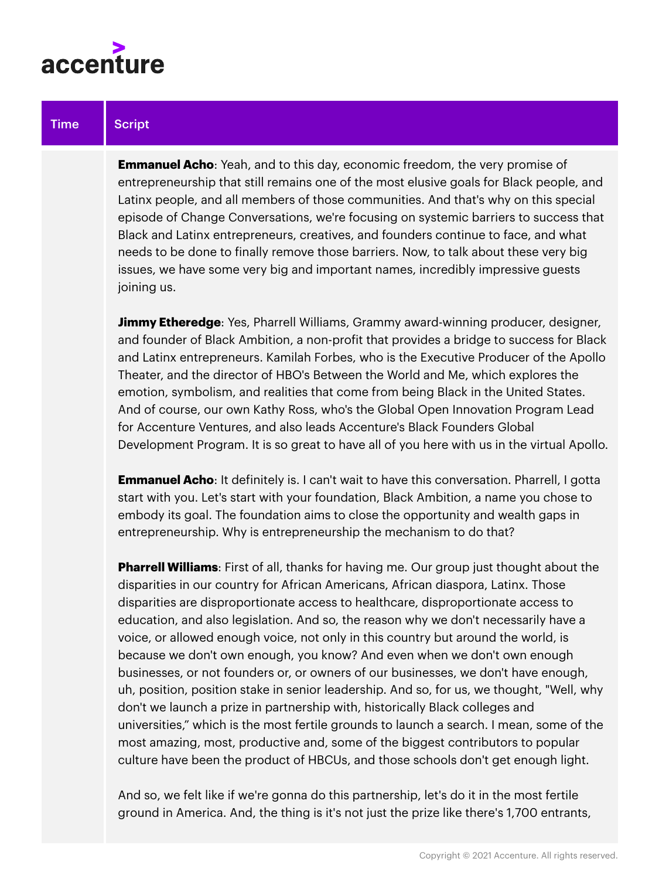| Time | Script |
|---|---|
| | **Emmanuel Acho**: Yeah, and to this day, economic freedom, the very promise of entrepreneurship that still remains one of the most elusive goals for Black people, and Latinx people, and all members of those communities. And that's why on this special episode of Change Conversations, we're focusing on systemic barriers to success that Black and Latinx entrepreneurs, creatives, and founders continue to face, and what needs to be done to finally remove those barriers. Now, to talk about these very big issues, we have some very big and important names, incredibly impressive guests joining us.<br><br>**Jimmy Etheredge**: Yes, Pharrell Williams, Grammy award-winning producer, designer, and founder of Black Ambition, a non-profit that provides a bridge to success for Black and Latinx entrepreneurs. Kamilah Forbes, who is the Executive Producer of the Apollo Theater, and the director of HBO's Between the World and Me, which explores the emotion, symbolism, and realities that come from being Black in the United States. And of course, our own Kathy Ross, who's the Global Open Innovation Program Lead for Accenture Ventures, and also leads Accenture's Black Founders Global Development Program. It is so great to have all of you here with us in the virtual Apollo.<br><br>**Emmanuel Acho**: It definitely is. I can't wait to have this conversation. Pharrell, I gotta start with you. Let's start with your foundation, Black Ambition, a name you chose to embody its goal. The foundation aims to close the opportunity and wealth gaps in entrepreneurship. Why is entrepreneurship the mechanism to do that?<br><br>**Pharrell Williams**: First of all, thanks for having me. Our group just thought about the disparities in our country for African Americans, African diaspora, Latinx. Those disparities are disproportionate access to healthcare, disproportionate access to education, and also legislation. And so, the reason why we don't necessarily have a voice, or allowed enough voice, not only in this country but around the world, is because we don't own enough, you know? And even when we don't own enough businesses, or not founders or, or owners of our businesses, we don't have enough, uh, position, position stake in senior leadership. And so, for us, we thought, "Well, why don't we launch a prize in partnership with, historically Black colleges and universities," which is the most fertile grounds to launch a search. I mean, some of the most amazing, most, productive and, some of the biggest contributors to popular culture have been the product of HBCUs, and those schools don't get enough light.<br><br>And so, we felt like if we're gonna do this partnership, let's do it in the most fertile ground in America. And, the thing is it's not just the prize like there's 1,700 entrants, |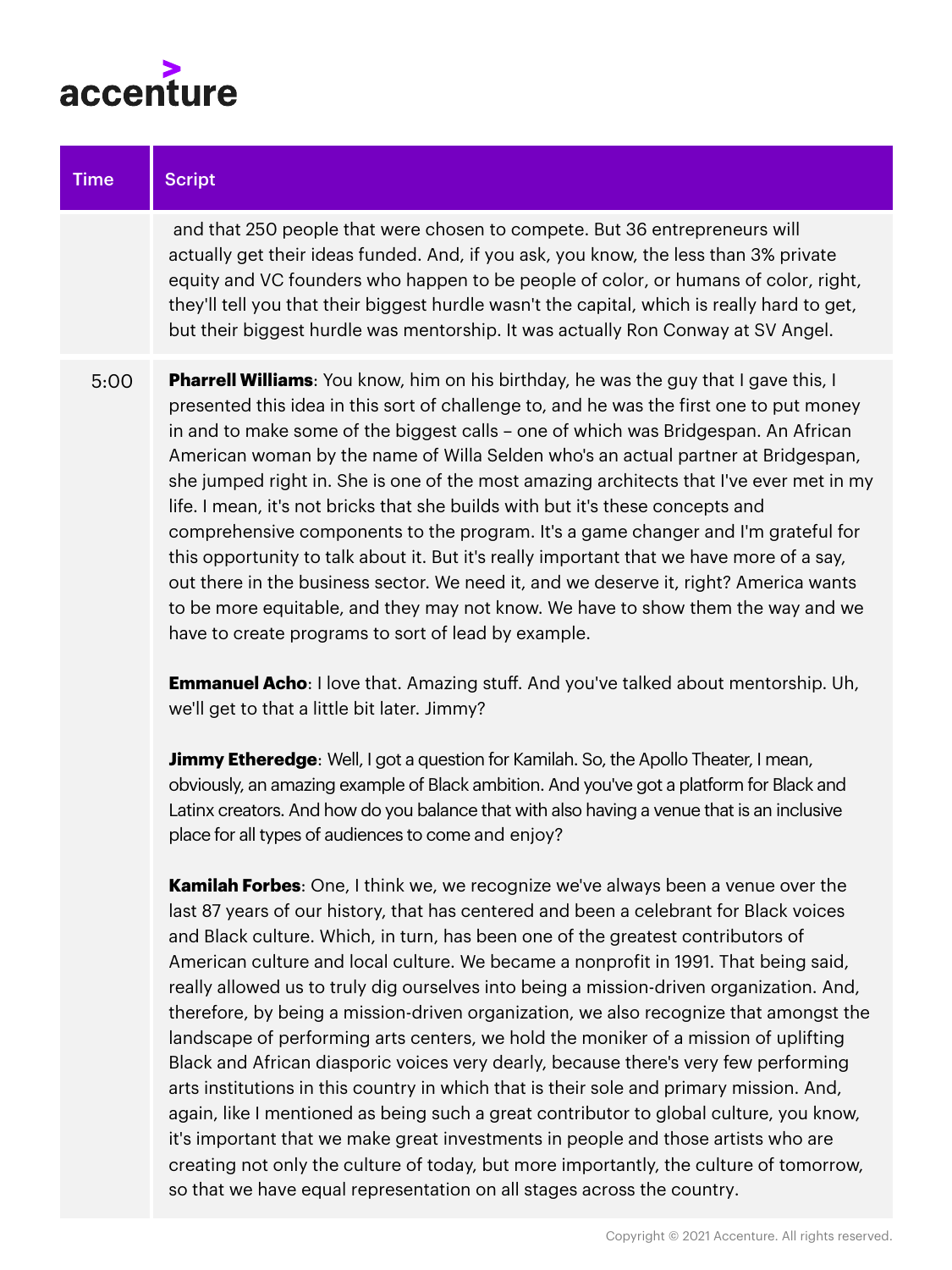| Time | Script |
|---|---|
| | and that 250 people that were chosen to compete. But 36 entrepreneurs will actually get their ideas funded. And, if you ask, you know, the less than 3% private equity and VC founders who happen to be people of color, or humans of color, right, they'll tell you that their biggest hurdle wasn't the capital, which is really hard to get, but their biggest hurdle was mentorship. It was actually Ron Conway at SV Angel. |
| 5:00 | **Pharrell Williams**: You know, him on his birthday, he was the guy that I gave this, I presented this idea in this sort of challenge to, and he was the first one to put money in and to make some of the biggest calls – one of which was Bridgespan. An African American woman by the name of Willa Selden who's an actual partner at Bridgespan, she jumped right in. She is one of the most amazing architects that I've ever met in my life. I mean, it's not bricks that she builds with but it's these concepts and comprehensive components to the program. It's a game changer and I'm grateful for this opportunity to talk about it. But it's really important that we have more of a say, out there in the business sector. We need it, and we deserve it, right? America wants to be more equitable, and they may not know. We have to show them the way and we have to create programs to sort of lead by example.<br><br>**Emmanuel Acho**: I love that. Amazing stuff. And you've talked about mentorship. Uh, we'll get to that a little bit later. Jimmy?<br><br>**Jimmy Etheredge**: Well, I got a question for Kamilah. So, the Apollo Theater, I mean, obviously, an amazing example of Black ambition. And you've got a platform for Black and Latinx creators. And how do you balance that with also having a venue that is an inclusive place for all types of audiences to come and enjoy?<br><br>**Kamilah Forbes**: One, I think we, we recognize we've always been a venue over the last 87 years of our history, that has centered and been a celebrant for Black voices and Black culture. Which, in turn, has been one of the greatest contributors of American culture and local culture. We became a nonprofit in 1991. That being said, really allowed us to truly dig ourselves into being a mission-driven organization. And, therefore, by being a mission-driven organization, we also recognize that amongst the landscape of performing arts centers, we hold the moniker of a mission of uplifting Black and African diasporic voices very dearly, because there's very few performing arts institutions in this country in which that is their sole and primary mission. And, again, like I mentioned as being such a great contributor to global culture, you know, it's important that we make great investments in people and those artists who are creating not only the culture of today, but more importantly, the culture of tomorrow, so that we have equal representation on all stages across the country. |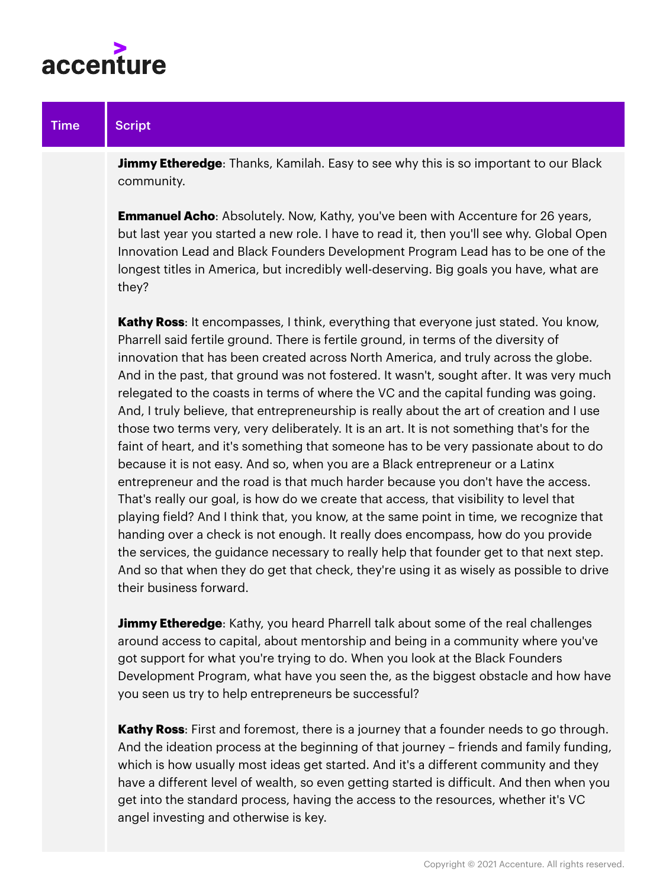| Time | Script |
|---|---|
| | **Jimmy Etheredge**: Thanks, Kamilah. Easy to see why this is so important to our Black community.<br><br>**Emmanuel Acho**: Absolutely. Now, Kathy, you've been with Accenture for 26 years, but last year you started a new role. I have to read it, then you'll see why. Global Open Innovation Lead and Black Founders Development Program Lead has to be one of the longest titles in America, but incredibly well-deserving. Big goals you have, what are they?<br><br>**Kathy Ross**: It encompasses, I think, everything that everyone just stated. You know, Pharrell said fertile ground. There is fertile ground, in terms of the diversity of innovation that has been created across North America, and truly across the globe. And in the past, that ground was not fostered. It wasn't, sought after. It was very much relegated to the coasts in terms of where the VC and the capital funding was going. And, I truly believe, that entrepreneurship is really about the art of creation and I use those two terms very, very deliberately. It is an art. It is not something that's for the faint of heart, and it's something that someone has to be very passionate about to do because it is not easy. And so, when you are a Black entrepreneur or a Latinx entrepreneur and the road is that much harder because you don't have the access. That's really our goal, is how do we create that access, that visibility to level that playing field? And I think that, you know, at the same point in time, we recognize that handing over a check is not enough. It really does encompass, how do you provide the services, the guidance necessary to really help that founder get to that next step. And so that when they do get that check, they're using it as wisely as possible to drive their business forward.<br><br>**Jimmy Etheredge**: Kathy, you heard Pharrell talk about some of the real challenges around access to capital, about mentorship and being in a community where you've got support for what you're trying to do. When you look at the Black Founders Development Program, what have you seen the, as the biggest obstacle and how have you seen us try to help entrepreneurs be successful?<br><br>**Kathy Ross**: First and foremost, there is a journey that a founder needs to go through. And the ideation process at the beginning of that journey – friends and family funding, which is how usually most ideas get started. And it's a different community and they have a different level of wealth, so even getting started is difficult. And then when you get into the standard process, having the access to the resources, whether it's VC angel investing and otherwise is key. |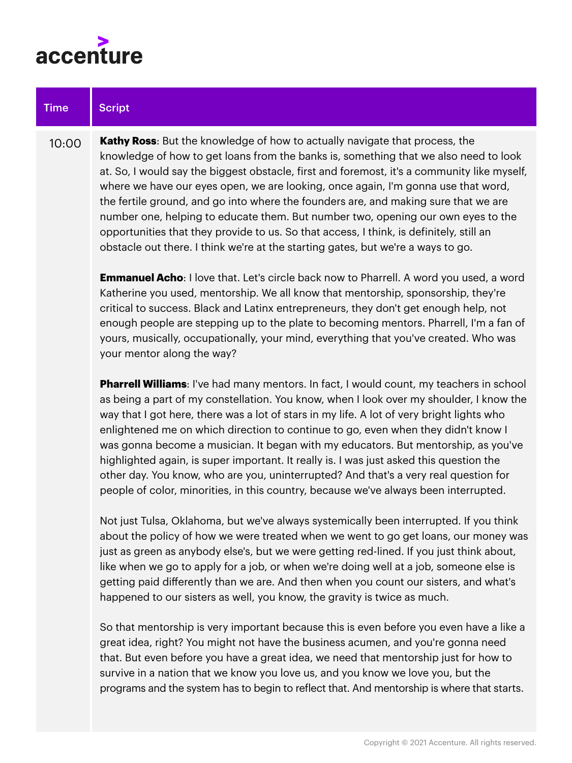| Time | Script |
| --- | --- |
| 10:00 | **Kathy Ross**: But the knowledge of how to actually navigate that process, the knowledge of how to get loans from the banks is, something that we also need to look at. So, I would say the biggest obstacle, first and foremost, it's a community like myself, where we have our eyes open, we are looking, once again, I'm gonna use that word, the fertile ground, and go into where the founders are, and making sure that we are number one, helping to educate them. But number two, opening our own eyes to the opportunities that they provide to us. So that access, I think, is definitely, still an obstacle out there. I think we're at the starting gates, but we're a ways to go.<br><br>**Emmanuel Acho**: I love that. Let's circle back now to Pharrell. A word you used, a word Katherine you used, mentorship. We all know that mentorship, sponsorship, they're critical to success. Black and Latinx entrepreneurs, they don't get enough help, not enough people are stepping up to the plate to becoming mentors. Pharrell, I'm a fan of yours, musically, occupationally, your mind, everything that you've created. Who was your mentor along the way?<br><br>**Pharrell Williams**: I've had many mentors. In fact, I would count, my teachers in school as being a part of my constellation. You know, when I look over my shoulder, I know the way that I got here, there was a lot of stars in my life. A lot of very bright lights who enlightened me on which direction to continue to go, even when they didn't know I was gonna become a musician. It began with my educators. But mentorship, as you've highlighted again, is super important. It really is. I was just asked this question the other day. You know, who are you, uninterrupted? And that's a very real question for people of color, minorities, in this country, because we've always been interrupted.<br><br>Not just Tulsa, Oklahoma, but we've always systemically been interrupted. If you think about the policy of how we were treated when we went to go get loans, our money was just as green as anybody else's, but we were getting red-lined. If you just think about, like when we go to apply for a job, or when we're doing well at a job, someone else is getting paid differently than we are. And then when you count our sisters, and what's happened to our sisters as well, you know, the gravity is twice as much.<br><br>So that mentorship is very important because this is even before you even have a like a great idea, right? You might not have the business acumen, and you're gonna need that. But even before you have a great idea, we need that mentorship just for how to survive in a nation that we know you love us, and you know we love you, but the programs and the system has to begin to reflect that. And mentorship is where that starts. |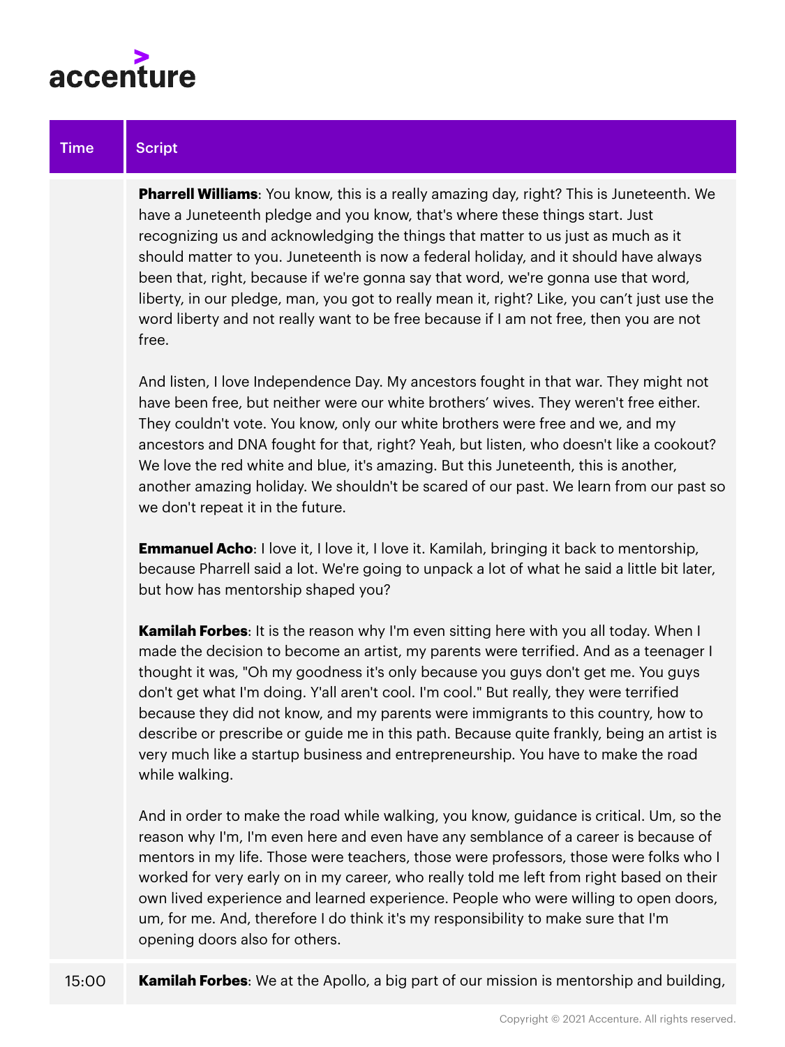| Time | Script |
|---|---|
| | **Pharrell Williams**: You know, this is a really amazing day, right? This is Juneteenth. We have a Juneteenth pledge and you know, that's where these things start. Just recognizing us and acknowledging the things that matter to us just as much as it should matter to you. Juneteenth is now a federal holiday, and it should have always been that, right, because if we're gonna say that word, we're gonna use that word, liberty, in our pledge, man, you got to really mean it, right? Like, you can't just use the word liberty and not really want to be free because if I am not free, then you are not free.<br><br>And listen, I love Independence Day. My ancestors fought in that war. They might not have been free, but neither were our white brothers' wives. They weren't free either. They couldn't vote. You know, only our white brothers were free and we, and my ancestors and DNA fought for that, right? Yeah, but listen, who doesn't like a cookout? We love the red white and blue, it's amazing. But this Juneteenth, this is another, another amazing holiday. We shouldn't be scared of our past. We learn from our past so we don't repeat it in the future.<br><br>**Emmanuel Acho**: I love it, I love it, I love it. Kamilah, bringing it back to mentorship, because Pharrell said a lot. We're going to unpack a lot of what he said a little bit later, but how has mentorship shaped you?<br><br>**Kamilah Forbes**: It is the reason why I'm even sitting here with you all today. When I made the decision to become an artist, my parents were terrified. And as a teenager I thought it was, "Oh my goodness it's only because you guys don't get me. You guys don't get what I'm doing. Y'all aren't cool. I'm cool." But really, they were terrified because they did not know, and my parents were immigrants to this country, how to describe or prescribe or guide me in this path. Because quite frankly, being an artist is very much like a startup business and entrepreneurship. You have to make the road while walking.<br><br>And in order to make the road while walking, you know, guidance is critical. Um, so the reason why I'm, I'm even here and even have any semblance of a career is because of mentors in my life. Those were teachers, those were professors, those were folks who I worked for very early on in my career, who really told me left from right based on their own lived experience and learned experience. People who were willing to open doors, um, for me. And, therefore I do think it's my responsibility to make sure that I'm opening doors also for others. |
| 15:00 | **Kamilah Forbes**: We at the Apollo, a big part of our mission is mentorship and building, |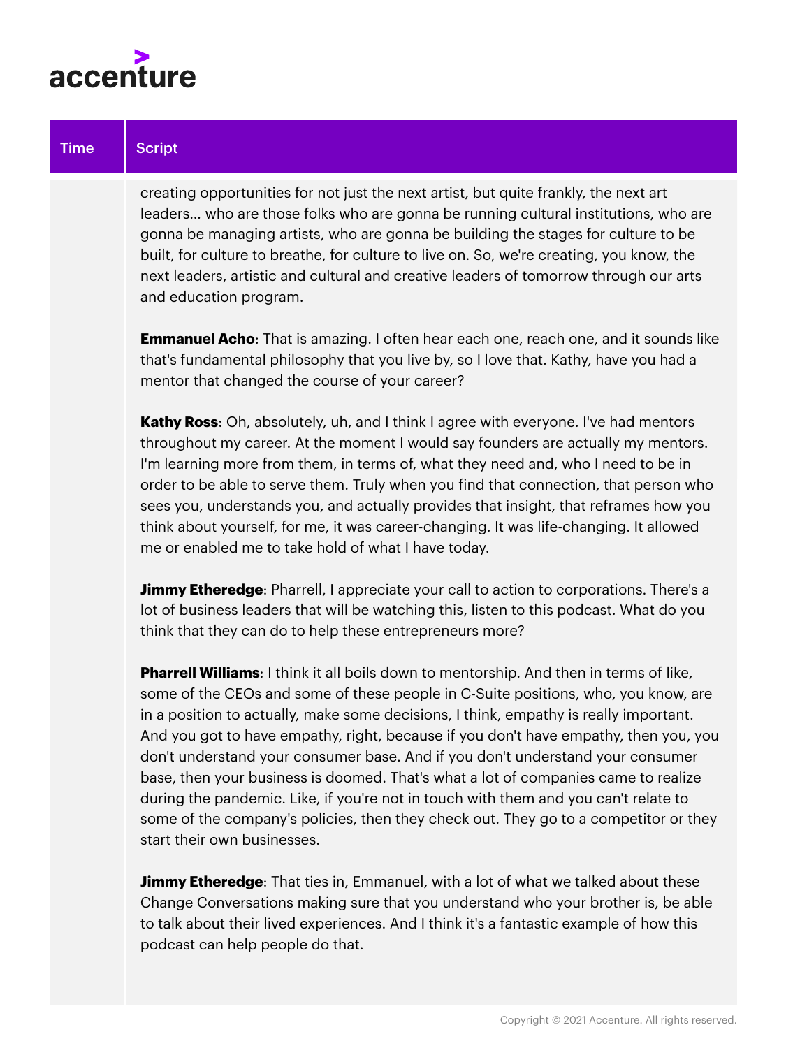| Time | Script |
| --- | --- |
| | creating opportunities for not just the next artist, but quite frankly, the next art leaders... who are those folks who are gonna be running cultural institutions, who are gonna be managing artists, who are gonna be building the stages for culture to be built, for culture to breathe, for culture to live on. So, we're creating, you know, the next leaders, artistic and cultural and creative leaders of tomorrow through our arts and education program.<br><br>**Emmanuel Acho**: That is amazing. I often hear each one, reach one, and it sounds like that's fundamental philosophy that you live by, so I love that. Kathy, have you had a mentor that changed the course of your career?<br><br>**Kathy Ross**: Oh, absolutely, uh, and I think I agree with everyone. I've had mentors throughout my career. At the moment I would say founders are actually my mentors. I'm learning more from them, in terms of, what they need and, who I need to be in order to be able to serve them. Truly when you find that connection, that person who sees you, understands you, and actually provides that insight, that reframes how you think about yourself, for me, it was career-changing. It was life-changing. It allowed me or enabled me to take hold of what I have today.<br><br>**Jimmy Etheredge**: Pharrell, I appreciate your call to action to corporations. There's a lot of business leaders that will be watching this, listen to this podcast. What do you think that they can do to help these entrepreneurs more?<br><br>**Pharrell Williams**: I think it all boils down to mentorship. And then in terms of like, some of the CEOs and some of these people in C-Suite positions, who, you know, are in a position to actually, make some decisions, I think, empathy is really important. And you got to have empathy, right, because if you don't have empathy, then you, you don't understand your consumer base. And if you don't understand your consumer base, then your business is doomed. That's what a lot of companies came to realize during the pandemic. Like, if you're not in touch with them and you can't relate to some of the company's policies, then they check out. They go to a competitor or they start their own businesses.<br><br>**Jimmy Etheredge**: That ties in, Emmanuel, with a lot of what we talked about these Change Conversations making sure that you understand who your brother is, be able to talk about their lived experiences. And I think it's a fantastic example of how this podcast can help people do that. |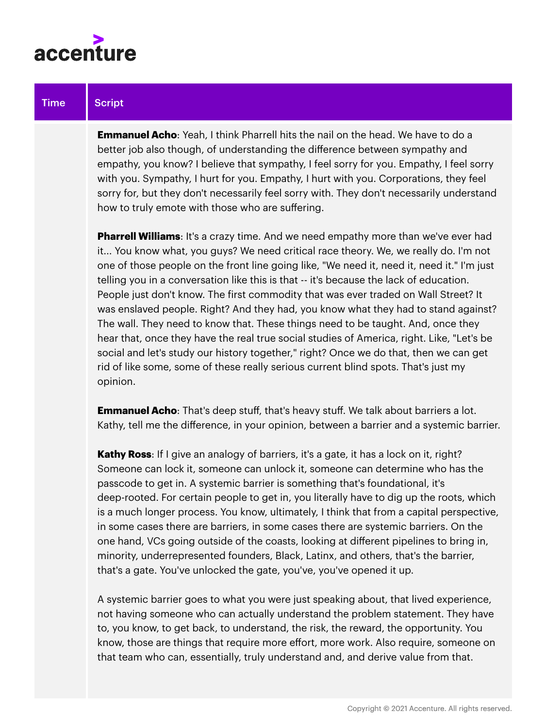| Time | Script |
| --- | --- |
| | **Emmanuel Acho**: Yeah, I think Pharrell hits the nail on the head. We have to do a better job also though, of understanding the difference between sympathy and empathy, you know? I believe that sympathy, I feel sorry for you. Empathy, I feel sorry with you. Sympathy, I hurt for you. Empathy, I hurt with you. Corporations, they feel sorry for, but they don't necessarily feel sorry with. They don't necessarily understand how to truly emote with those who are suffering.<br><br>**Pharrell Williams**: It's a crazy time. And we need empathy more than we've ever had it... You know what, you guys? We need critical race theory. We, we really do. I'm not one of those people on the front line going like, "We need it, need it, need it." I'm just telling you in a conversation like this is that -- it's because the lack of education. People just don't know. The first commodity that was ever traded on Wall Street? It was enslaved people. Right? And they had, you know what they had to stand against? The wall. They need to know that. These things need to be taught. And, once they hear that, once they have the real true social studies of America, right. Like, "Let's be social and let's study our history together," right? Once we do that, then we can get rid of like some, some of these really serious current blind spots. That's just my opinion.<br><br>**Emmanuel Acho**: That's deep stuff, that's heavy stuff. We talk about barriers a lot. Kathy, tell me the difference, in your opinion, between a barrier and a systemic barrier.<br><br>**Kathy Ross**: If I give an analogy of barriers, it's a gate, it has a lock on it, right? Someone can lock it, someone can unlock it, someone can determine who has the passcode to get in. A systemic barrier is something that's foundational, it's deep-rooted. For certain people to get in, you literally have to dig up the roots, which is a much longer process. You know, ultimately, I think that from a capital perspective, in some cases there are barriers, in some cases there are systemic barriers. On the one hand, VCs going outside of the coasts, looking at different pipelines to bring in, minority, underrepresented founders, Black, Latinx, and others, that's the barrier, that's a gate. You've unlocked the gate, you've, you've opened it up.<br><br>A systemic barrier goes to what you were just speaking about, that lived experience, not having someone who can actually understand the problem statement. They have to, you know, to get back, to understand, the risk, the reward, the opportunity. You know, those are things that require more effort, more work. Also require, someone on that team who can, essentially, truly understand and, and derive value from that. |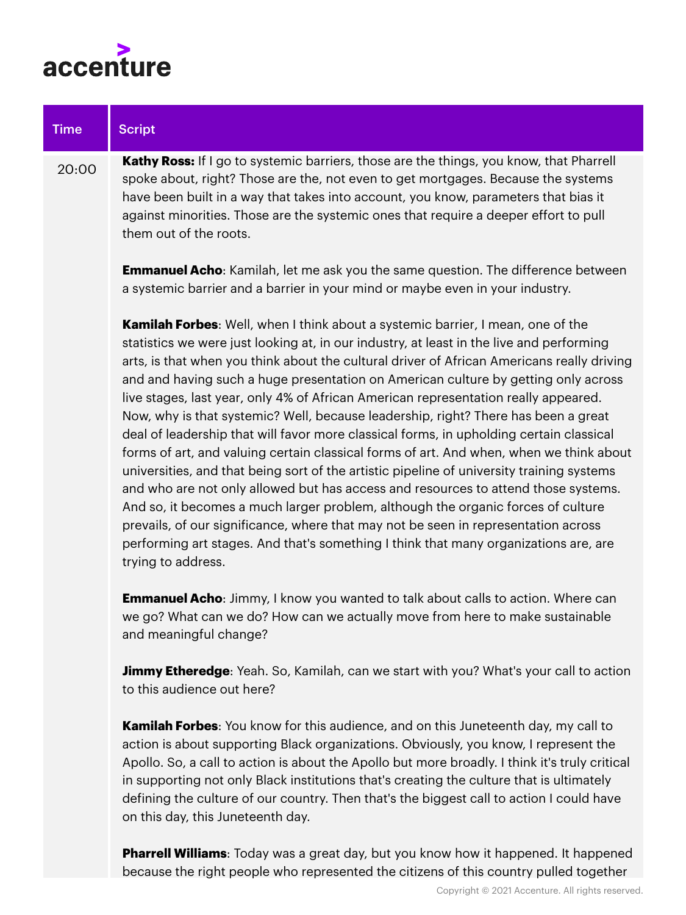| Time | Script |
| --- | --- |
| 20:00 | **Kathy Ross:** If I go to systemic barriers, those are the things, you know, that Pharrell spoke about, right? Those are the, not even to get mortgages. Because the systems have been built in a way that takes into account, you know, parameters that bias it against minorities. Those are the systemic ones that require a deeper effort to pull them out of the roots.<br><br>**Emmanuel Acho**: Kamilah, let me ask you the same question. The difference between a systemic barrier and a barrier in your mind or maybe even in your industry.<br><br>**Kamilah Forbes**: Well, when I think about a systemic barrier, I mean, one of the statistics we were just looking at, in our industry, at least in the live and performing arts, is that when you think about the cultural driver of African Americans really driving and and having such a huge presentation on American culture by getting only across live stages, last year, only 4% of African American representation really appeared. Now, why is that systemic? Well, because leadership, right? There has been a great deal of leadership that will favor more classical forms, in upholding certain classical forms of art, and valuing certain classical forms of art. And when, when we think about universities, and that being sort of the artistic pipeline of university training systems and who are not only allowed but has access and resources to attend those systems. And so, it becomes a much larger problem, although the organic forces of culture prevails, of our significance, where that may not be seen in representation across performing art stages. And that's something I think that many organizations are, are trying to address.<br><br>**Emmanuel Acho**: Jimmy, I know you wanted to talk about calls to action. Where can we go? What can we do? How can we actually move from here to make sustainable and meaningful change?<br><br>**Jimmy Etheredge**: Yeah. So, Kamilah, can we start with you? What's your call to action to this audience out here?<br><br>**Kamilah Forbes**: You know for this audience, and on this Juneteenth day, my call to action is about supporting Black organizations. Obviously, you know, I represent the Apollo. So, a call to action is about the Apollo but more broadly. I think it's truly critical in supporting not only Black institutions that's creating the culture that is ultimately defining the culture of our country. Then that's the biggest call to action I could have on this day, this Juneteenth day.<br><br>**Pharrell Williams**: Today was a great day, but you know how it happened. It happened because the right people who represented the citizens of this country pulled together |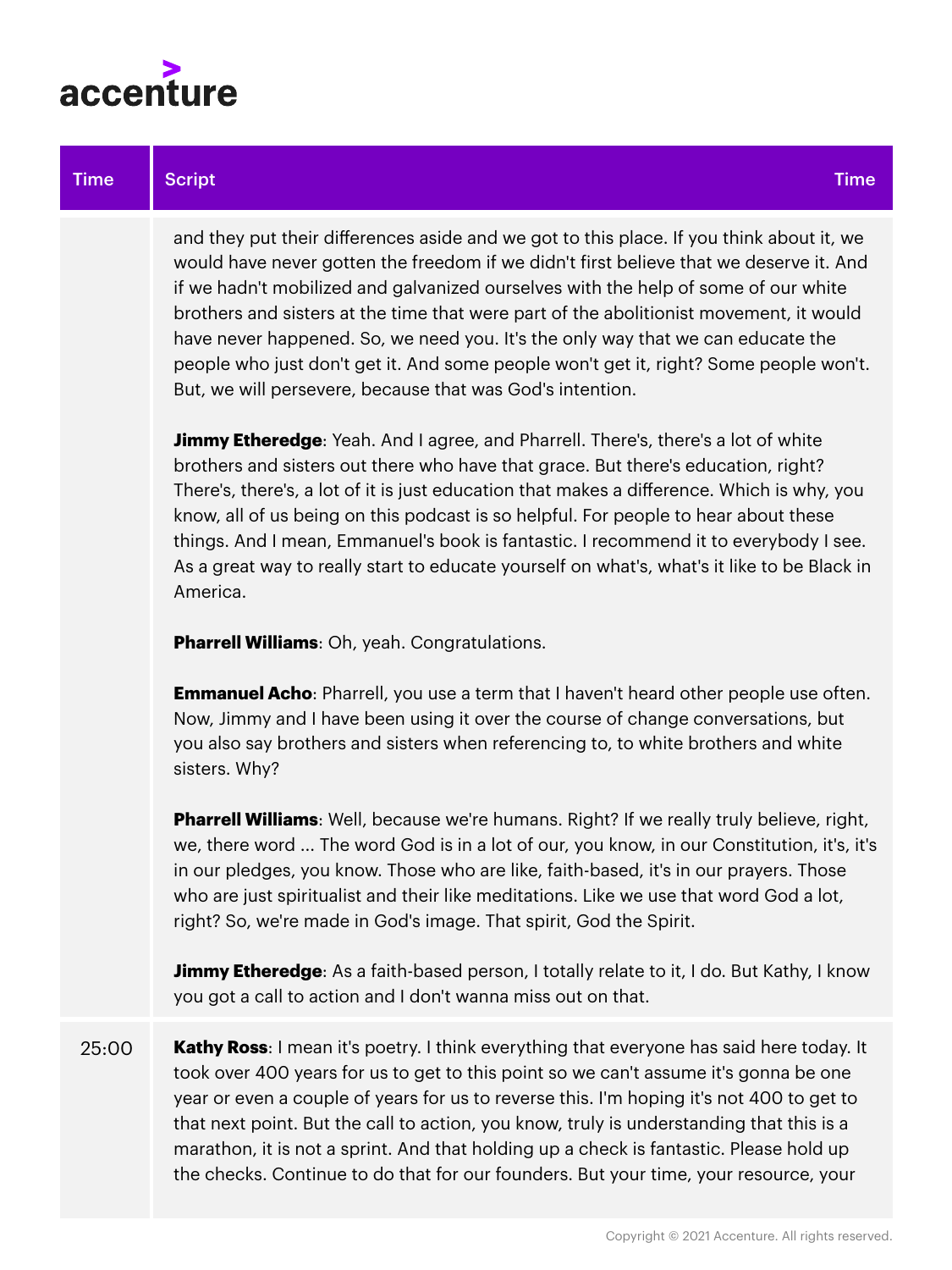| Time | Script |
| --- | --- |
| | and they put their differences aside and we got to this place. If you think about it, we would have never gotten the freedom if we didn't first believe that we deserve it. And if we hadn't mobilized and galvanized ourselves with the help of some of our white brothers and sisters at the time that were part of the abolitionist movement, it would have never happened. So, we need you. It's the only way that we can educate the people who just don't get it. And some people won't get it, right? Some people won't. But, we will persevere, because that was God's intention.<br><br>**Jimmy Etheredge**: Yeah. And I agree, and Pharrell. There's, there's a lot of white brothers and sisters out there who have that grace. But there's education, right? There's, there's, a lot of it is just education that makes a difference. Which is why, you know, all of us being on this podcast is so helpful. For people to hear about these things. And I mean, Emmanuel's book is fantastic. I recommend it to everybody I see. As a great way to really start to educate yourself on what's, what's it like to be Black in America.<br><br>**Pharrell Williams**: Oh, yeah. Congratulations.<br><br>**Emmanuel Acho**: Pharrell, you use a term that I haven't heard other people use often. Now, Jimmy and I have been using it over the course of change conversations, but you also say brothers and sisters when referencing to, to white brothers and white sisters. Why?<br><br>**Pharrell Williams**: Well, because we're humans. Right? If we really truly believe, right, we, there word ... The word God is in a lot of our, you know, in our Constitution, it's, it's in our pledges, you know. Those who are like, faith-based, it's in our prayers. Those who are just spiritualist and their like meditations. Like we use that word God a lot, right? So, we're made in God's image. That spirit, God the Spirit.<br><br>**Jimmy Etheredge**: As a faith-based person, I totally relate to it, I do. But Kathy, I know you got a call to action and I don't wanna miss out on that. |
| 25:00 | **Kathy Ross**: I mean it's poetry. I think everything that everyone has said here today. It took over 400 years for us to get to this point so we can't assume it's gonna be one year or even a couple of years for us to reverse this. I'm hoping it's not 400 to get to that next point. But the call to action, you know, truly is understanding that this is a marathon, it is not a sprint. And that holding up a check is fantastic. Please hold up the checks. Continue to do that for our founders. But your time, your resource, your |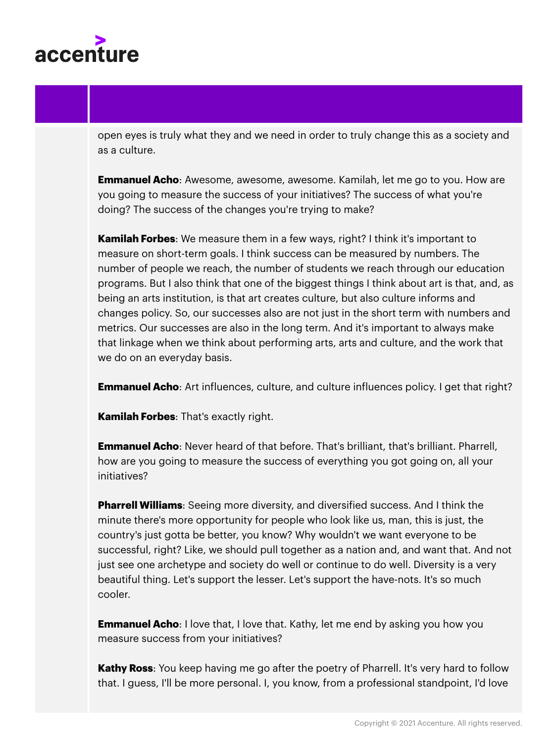open eyes is truly what they and we need in order to truly change this as a society and as a culture.

**Emmanuel Acho**: Awesome, awesome, awesome. Kamilah, let me go to you. How are you going to measure the success of your initiatives? The success of what you're doing? The success of the changes you're trying to make?

**Kamilah Forbes**: We measure them in a few ways, right? I think it's important to measure on short-term goals. I think success can be measured by numbers. The number of people we reach, the number of students we reach through our education programs. But I also think that one of the biggest things I think about art is that, and, as being an arts institution, is that art creates culture, but also culture informs and changes policy. So, our successes also are not just in the short term with numbers and metrics. Our successes are also in the long term. And it's important to always make that linkage when we think about performing arts, arts and culture, and the work that we do on an everyday basis.

**Emmanuel Acho**: Art influences, culture, and culture influences policy. I get that right?

**Kamilah Forbes**: That's exactly right.

**Emmanuel Acho**: Never heard of that before. That's brilliant, that's brilliant. Pharrell, how are you going to measure the success of everything you got going on, all your initiatives?

**Pharrell Williams**: Seeing more diversity, and diversified success. And I think the minute there's more opportunity for people who look like us, man, this is just, the country's just gotta be better, you know? Why wouldn't we want everyone to be successful, right? Like, we should pull together as a nation and, and want that. And not just see one archetype and society do well or continue to do well. Diversity is a very beautiful thing. Let's support the lesser. Let's support the have-nots. It's so much cooler.

**Emmanuel Acho**: I love that, I love that. Kathy, let me end by asking you how you measure success from your initiatives?

**Kathy Ross**: You keep having me go after the poetry of Pharrell. It's very hard to follow that. I guess, I'll be more personal. I, you know, from a professional standpoint, I'd love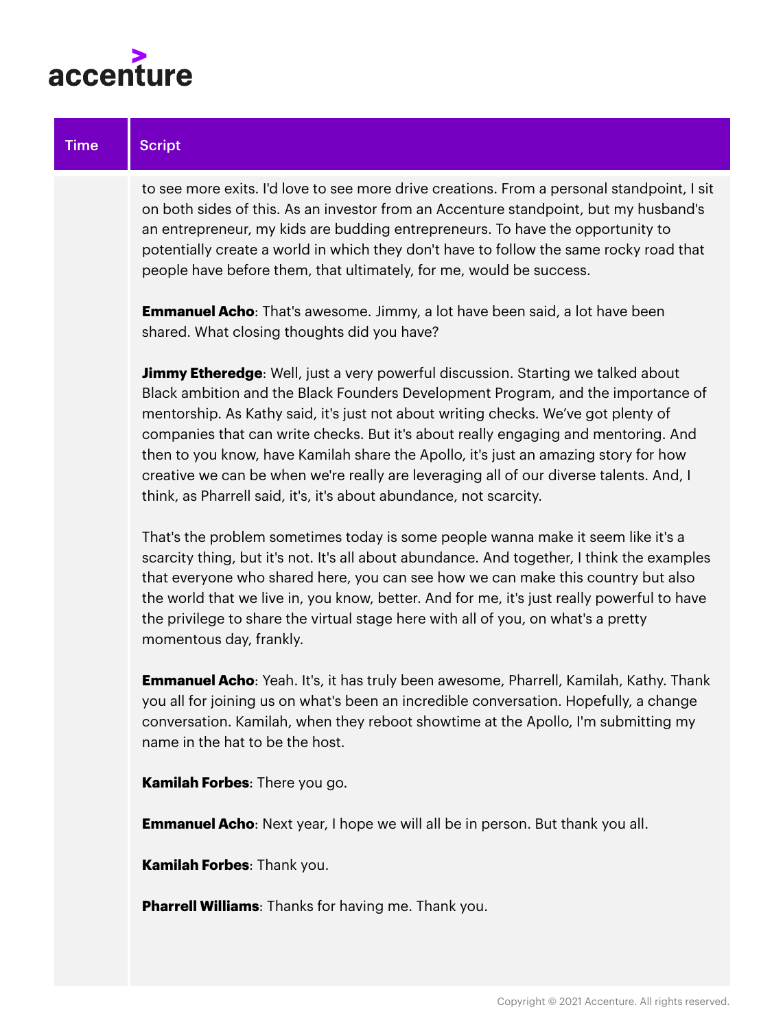| Time | Script |
| --- | --- |
| | to see more exits. I'd love to see more drive creations. From a personal standpoint, I sit on both sides of this. As an investor from an Accenture standpoint, but my husband's an entrepreneur, my kids are budding entrepreneurs. To have the opportunity to potentially create a world in which they don't have to follow the same rocky road that people have before them, that ultimately, for me, would be success.<br><br>**Emmanuel Acho**: That's awesome. Jimmy, a lot have been said, a lot have been shared. What closing thoughts did you have?<br><br>**Jimmy Etheredge**: Well, just a very powerful discussion. Starting we talked about Black ambition and the Black Founders Development Program, and the importance of mentorship. As Kathy said, it's just not about writing checks. We've got plenty of companies that can write checks. But it's about really engaging and mentoring. And then to you know, have Kamilah share the Apollo, it's just an amazing story for how creative we can be when we're really are leveraging all of our diverse talents. And, I think, as Pharrell said, it's, it's about abundance, not scarcity.<br><br>That's the problem sometimes today is some people wanna make it seem like it's a scarcity thing, but it's not. It's all about abundance. And together, I think the examples that everyone who shared here, you can see how we can make this country but also the world that we live in, you know, better. And for me, it's just really powerful to have the privilege to share the virtual stage here with all of you, on what's a pretty momentous day, frankly.<br><br>**Emmanuel Acho**: Yeah. It's, it has truly been awesome, Pharrell, Kamilah, Kathy. Thank you all for joining us on what's been an incredible conversation. Hopefully, a change conversation. Kamilah, when they reboot showtime at the Apollo, I'm submitting my name in the hat to be the host.<br><br>**Kamilah Forbes**: There you go.<br><br>**Emmanuel Acho**: Next year, I hope we will all be in person. But thank you all.<br><br>**Kamilah Forbes**: Thank you.<br><br>**Pharrell Williams**: Thanks for having me. Thank you. |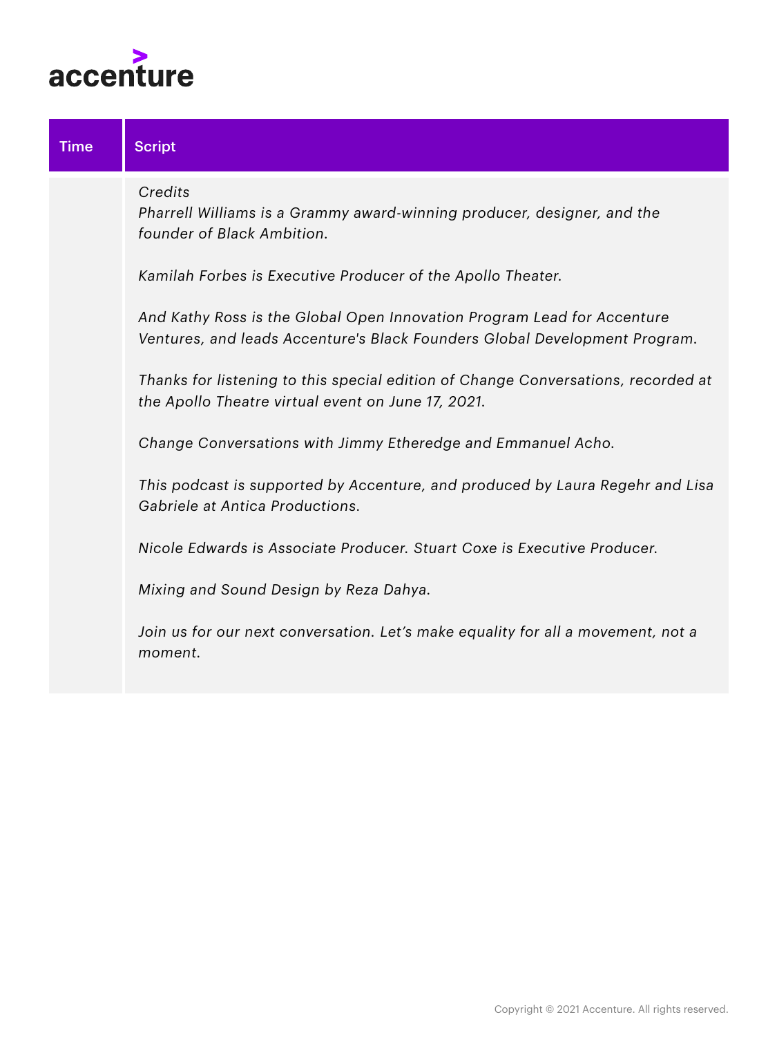| Time | Script |
| --- | --- |
| | *Credits*<br>*Pharrell Williams is a Grammy award-winning producer, designer, and the founder of Black Ambition.*<br><br>*Kamilah Forbes is Executive Producer of the Apollo Theater.*<br><br>*And Kathy Ross is the Global Open Innovation Program Lead for Accenture Ventures, and leads Accenture's Black Founders Global Development Program.*<br><br>*Thanks for listening to this special edition of Change Conversations, recorded at the Apollo Theatre virtual event on June 17, 2021.*<br><br>*Change Conversations with Jimmy Etheredge and Emmanuel Acho.*<br><br>*This podcast is supported by Accenture, and produced by Laura Regehr and Lisa Gabriele at Antica Productions.*<br><br>*Nicole Edwards is Associate Producer. Stuart Coxe is Executive Producer.*<br><br>*Mixing and Sound Design by Reza Dahya.*<br><br>*Join us for our next conversation. Let's make equality for all a movement, not a moment.* |

Copyright © 2021 Accenture. All rights reserved.